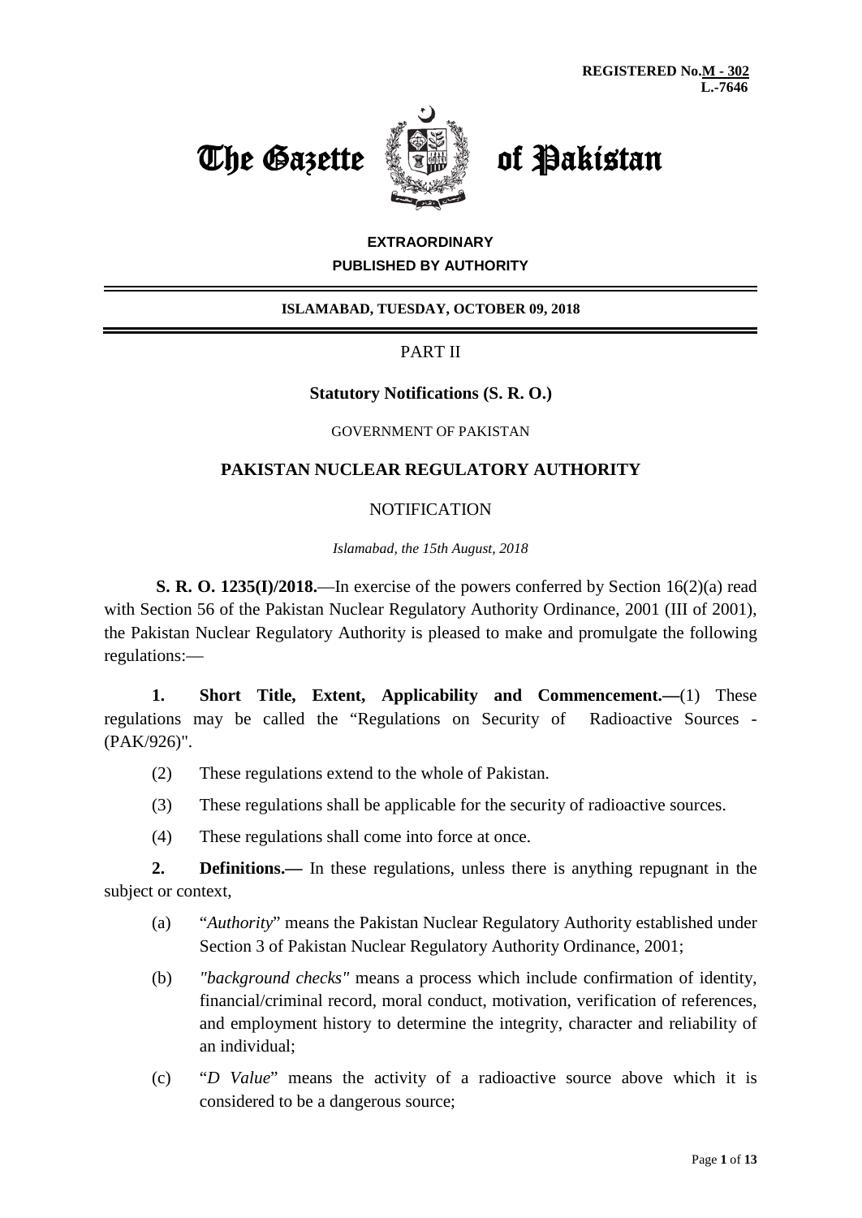**REGISTERED No.M - 302**
**L.-7646**

# The Gazette of Pakistan

**EXTRAORDINARY**
**PUBLISHED BY AUTHORITY**

**ISLAMABAD, TUESDAY, OCTOBER 09, 2018**

PART II

**Statutory Notifications (S. R. O.)**

GOVERNMENT OF PAKISTAN

## PAKISTAN NUCLEAR REGULATORY AUTHORITY

NOTIFICATION

*Islamabad, the 15th August, 2018*

**S. R. O. 1235(I)/2018.**—In exercise of the powers conferred by Section 16(2)(a) read with Section 56 of the Pakistan Nuclear Regulatory Authority Ordinance, 2001 (III of 2001), the Pakistan Nuclear Regulatory Authority is pleased to make and promulgate the following regulations:—

**1. Short Title, Extent, Applicability and Commencement.—**(1) These regulations may be called the "Regulations on Security of Radioactive Sources - (PAK/926)".

(2) These regulations extend to the whole of Pakistan.

(3) These regulations shall be applicable for the security of radioactive sources.

(4) These regulations shall come into force at once.

**2. Definitions.—** In these regulations, unless there is anything repugnant in the subject or context,

(a) "*Authority*" means the Pakistan Nuclear Regulatory Authority established under Section 3 of Pakistan Nuclear Regulatory Authority Ordinance, 2001;

(b) *"background checks"* means a process which include confirmation of identity, financial/criminal record, moral conduct, motivation, verification of references, and employment history to determine the integrity, character and reliability of an individual;

(c) "*D Value*" means the activity of a radioactive source above which it is considered to be a dangerous source;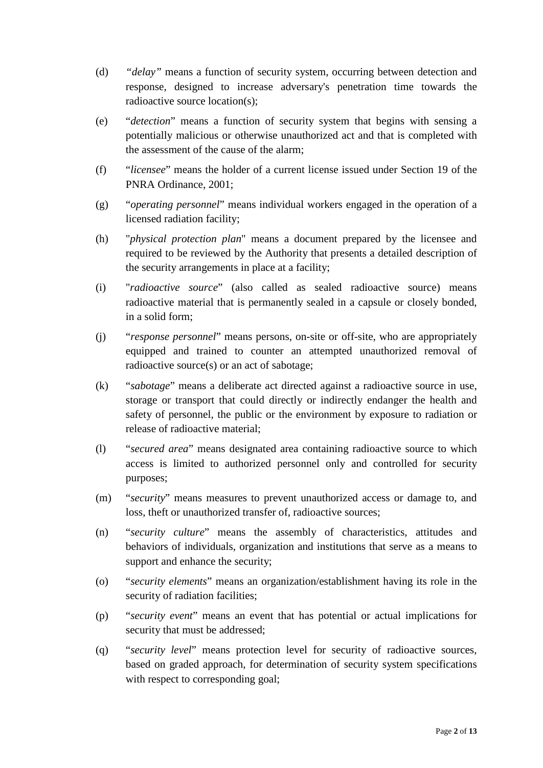(d) *"delay"* means a function of security system, occurring between detection and response, designed to increase adversary's penetration time towards the radioactive source location(s);

(e) "*detection*" means a function of security system that begins with sensing a potentially malicious or otherwise unauthorized act and that is completed with the assessment of the cause of the alarm;

(f) "*licensee*" means the holder of a current license issued under Section 19 of the PNRA Ordinance, 2001;

(g) "*operating personnel*" means individual workers engaged in the operation of a licensed radiation facility;

(h) "*physical protection plan*" means a document prepared by the licensee and required to be reviewed by the Authority that presents a detailed description of the security arrangements in place at a facility;

(i) "*radioactive source*" (also called as sealed radioactive source) means radioactive material that is permanently sealed in a capsule or closely bonded, in a solid form;

(j) "*response personnel*" means persons, on-site or off-site, who are appropriately equipped and trained to counter an attempted unauthorized removal of radioactive source(s) or an act of sabotage;

(k) "*sabotage*" means a deliberate act directed against a radioactive source in use, storage or transport that could directly or indirectly endanger the health and safety of personnel, the public or the environment by exposure to radiation or release of radioactive material;

(l) "*secured area*" means designated area containing radioactive source to which access is limited to authorized personnel only and controlled for security purposes;

(m) "*security*" means measures to prevent unauthorized access or damage to, and loss, theft or unauthorized transfer of, radioactive sources;

(n) "*security culture*" means the assembly of characteristics, attitudes and behaviors of individuals, organization and institutions that serve as a means to support and enhance the security;

(o) "*security elements*" means an organization/establishment having its role in the security of radiation facilities;

(p) "*security event*" means an event that has potential or actual implications for security that must be addressed;

(q) "*security level*" means protection level for security of radioactive sources, based on graded approach, for determination of security system specifications with respect to corresponding goal;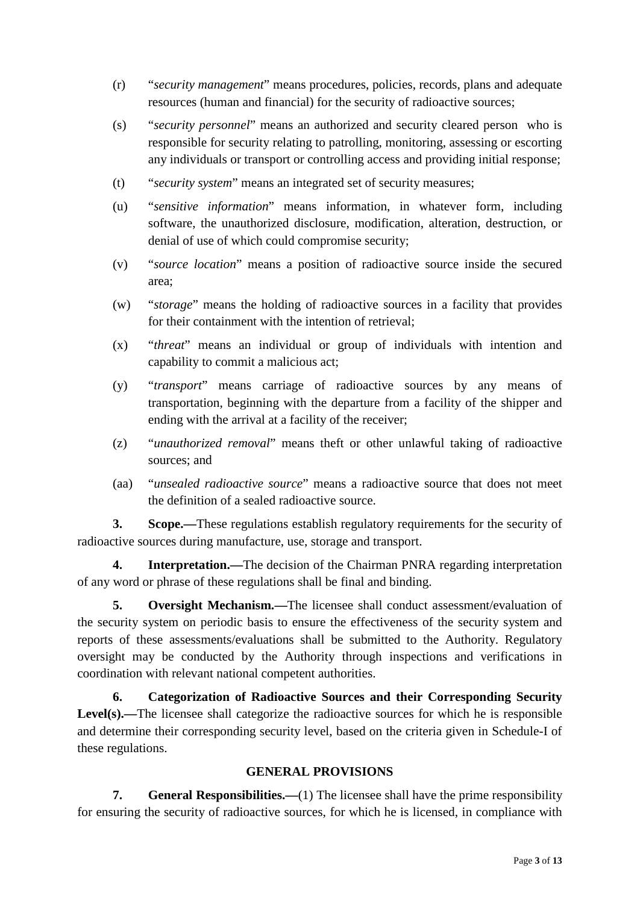(r) "*security management*" means procedures, policies, records, plans and adequate resources (human and financial) for the security of radioactive sources;

(s) "*security personnel*" means an authorized and security cleared person who is responsible for security relating to patrolling, monitoring, assessing or escorting any individuals or transport or controlling access and providing initial response;

(t) "*security system*" means an integrated set of security measures;

(u) "*sensitive information*" means information, in whatever form, including software, the unauthorized disclosure, modification, alteration, destruction, or denial of use of which could compromise security;

(v) "*source location*" means a position of radioactive source inside the secured area;

(w) "*storage*" means the holding of radioactive sources in a facility that provides for their containment with the intention of retrieval;

(x) "*threat*" means an individual or group of individuals with intention and capability to commit a malicious act;

(y) "*transport*" means carriage of radioactive sources by any means of transportation, beginning with the departure from a facility of the shipper and ending with the arrival at a facility of the receiver;

(z) "*unauthorized removal*" means theft or other unlawful taking of radioactive sources; and

(aa) "*unsealed radioactive source*" means a radioactive source that does not meet the definition of a sealed radioactive source.

**3. Scope.—**These regulations establish regulatory requirements for the security of radioactive sources during manufacture, use, storage and transport.

**4. Interpretation.—**The decision of the Chairman PNRA regarding interpretation of any word or phrase of these regulations shall be final and binding.

**5. Oversight Mechanism.—**The licensee shall conduct assessment/evaluation of the security system on periodic basis to ensure the effectiveness of the security system and reports of these assessments/evaluations shall be submitted to the Authority. Regulatory oversight may be conducted by the Authority through inspections and verifications in coordination with relevant national competent authorities.

**6. Categorization of Radioactive Sources and their Corresponding Security Level(s).—**The licensee shall categorize the radioactive sources for which he is responsible and determine their corresponding security level, based on the criteria given in Schedule-I of these regulations.

## GENERAL PROVISIONS

**7. General Responsibilities.—**(1) The licensee shall have the prime responsibility for ensuring the security of radioactive sources, for which he is licensed, in compliance with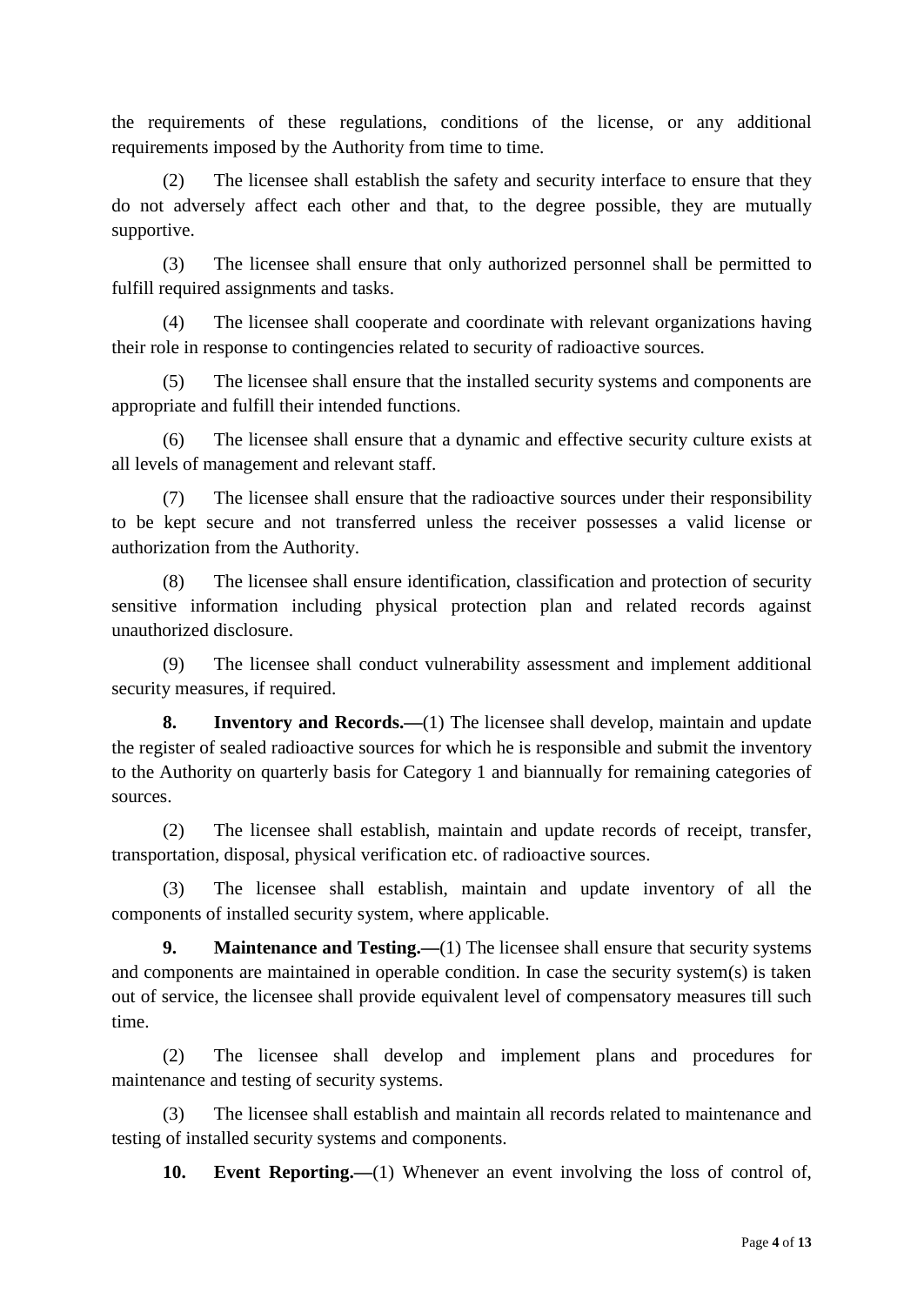the requirements of these regulations, conditions of the license, or any additional requirements imposed by the Authority from time to time.

(2) The licensee shall establish the safety and security interface to ensure that they do not adversely affect each other and that, to the degree possible, they are mutually supportive.

(3) The licensee shall ensure that only authorized personnel shall be permitted to fulfill required assignments and tasks.

(4) The licensee shall cooperate and coordinate with relevant organizations having their role in response to contingencies related to security of radioactive sources.

(5) The licensee shall ensure that the installed security systems and components are appropriate and fulfill their intended functions.

(6) The licensee shall ensure that a dynamic and effective security culture exists at all levels of management and relevant staff.

(7) The licensee shall ensure that the radioactive sources under their responsibility to be kept secure and not transferred unless the receiver possesses a valid license or authorization from the Authority.

(8) The licensee shall ensure identification, classification and protection of security sensitive information including physical protection plan and related records against unauthorized disclosure.

(9) The licensee shall conduct vulnerability assessment and implement additional security measures, if required.

**8. Inventory and Records.—**(1) The licensee shall develop, maintain and update the register of sealed radioactive sources for which he is responsible and submit the inventory to the Authority on quarterly basis for Category 1 and biannually for remaining categories of sources.

(2) The licensee shall establish, maintain and update records of receipt, transfer, transportation, disposal, physical verification etc. of radioactive sources.

(3) The licensee shall establish, maintain and update inventory of all the components of installed security system, where applicable.

**9. Maintenance and Testing.—**(1) The licensee shall ensure that security systems and components are maintained in operable condition. In case the security system(s) is taken out of service, the licensee shall provide equivalent level of compensatory measures till such time.

(2) The licensee shall develop and implement plans and procedures for maintenance and testing of security systems.

(3) The licensee shall establish and maintain all records related to maintenance and testing of installed security systems and components.

**10. Event Reporting.—**(1) Whenever an event involving the loss of control of,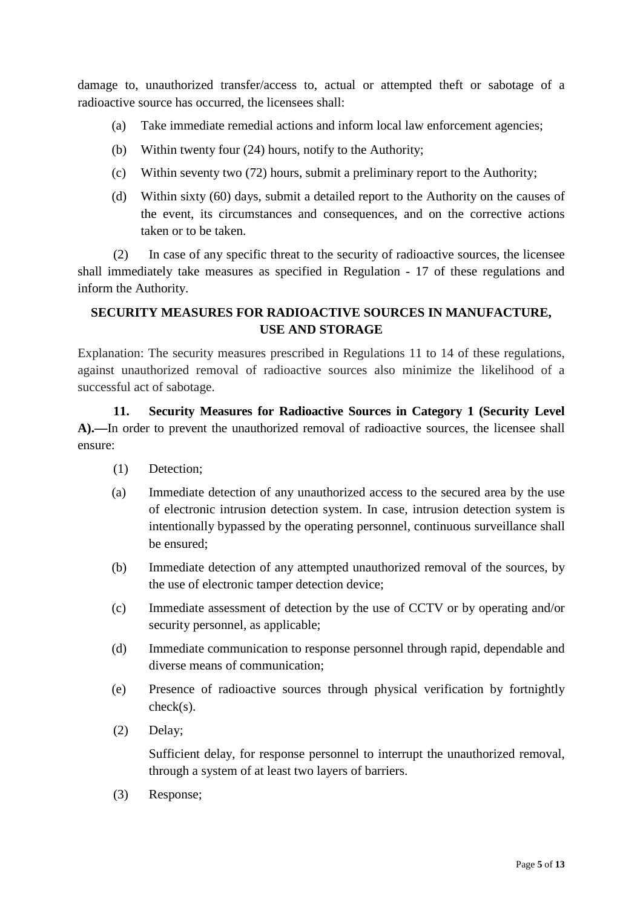damage to, unauthorized transfer/access to, actual or attempted theft or sabotage of a radioactive source has occurred, the licensees shall:

(a) Take immediate remedial actions and inform local law enforcement agencies;

(b) Within twenty four (24) hours, notify to the Authority;

(c) Within seventy two (72) hours, submit a preliminary report to the Authority;

(d) Within sixty (60) days, submit a detailed report to the Authority on the causes of the event, its circumstances and consequences, and on the corrective actions taken or to be taken.

(2) In case of any specific threat to the security of radioactive sources, the licensee shall immediately take measures as specified in Regulation - 17 of these regulations and inform the Authority.

## SECURITY MEASURES FOR RADIOACTIVE SOURCES IN MANUFACTURE, USE AND STORAGE

Explanation: The security measures prescribed in Regulations 11 to 14 of these regulations, against unauthorized removal of radioactive sources also minimize the likelihood of a successful act of sabotage.

**11. Security Measures for Radioactive Sources in Category 1 (Security Level A).—**In order to prevent the unauthorized removal of radioactive sources, the licensee shall ensure:

(1) Detection;

(a) Immediate detection of any unauthorized access to the secured area by the use of electronic intrusion detection system. In case, intrusion detection system is intentionally bypassed by the operating personnel, continuous surveillance shall be ensured;

(b) Immediate detection of any attempted unauthorized removal of the sources, by the use of electronic tamper detection device;

(c) Immediate assessment of detection by the use of CCTV or by operating and/or security personnel, as applicable;

(d) Immediate communication to response personnel through rapid, dependable and diverse means of communication;

(e) Presence of radioactive sources through physical verification by fortnightly check(s).

(2) Delay;

Sufficient delay, for response personnel to interrupt the unauthorized removal, through a system of at least two layers of barriers.

(3) Response;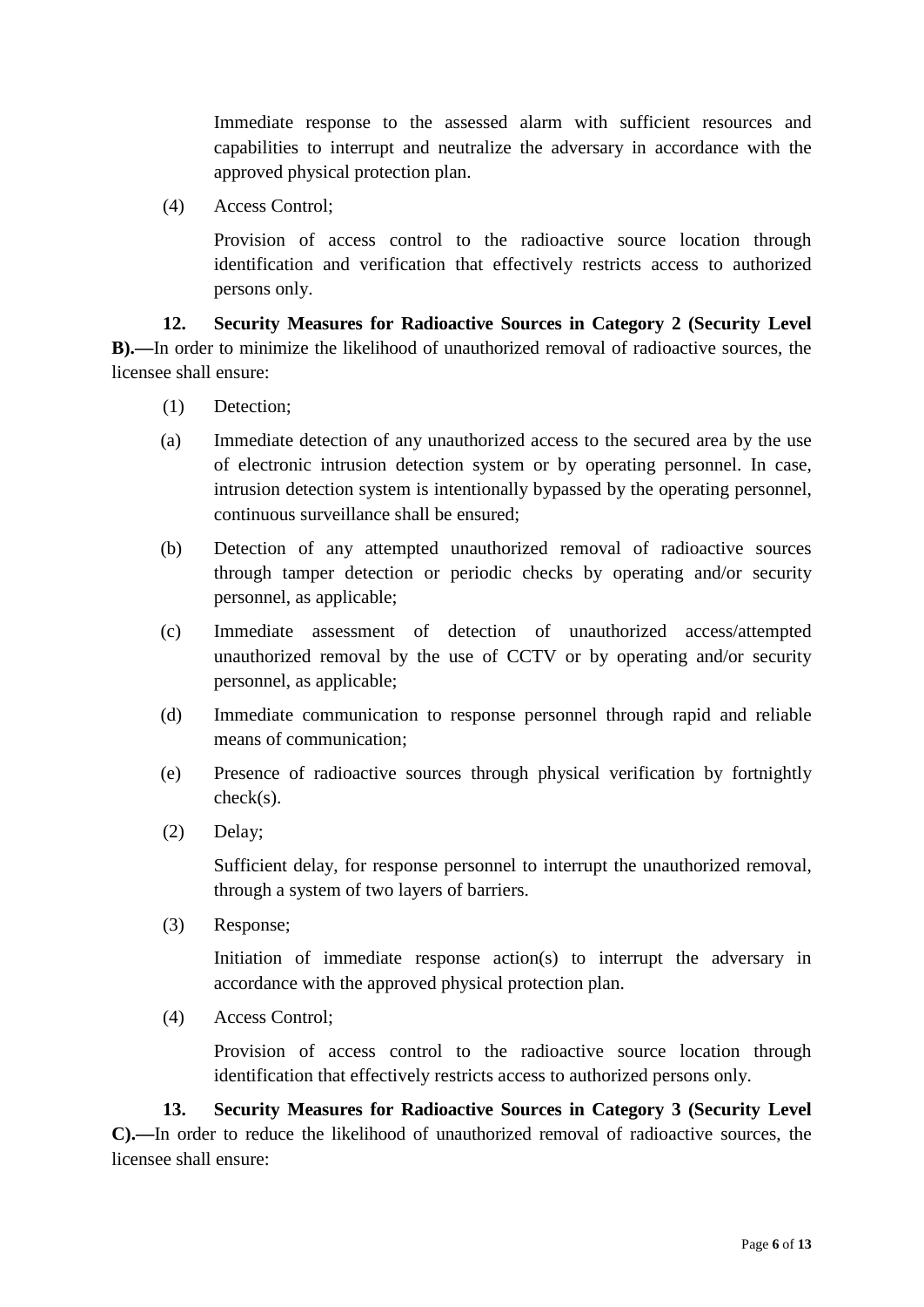Immediate response to the assessed alarm with sufficient resources and capabilities to interrupt and neutralize the adversary in accordance with the approved physical protection plan.

(4) Access Control;

Provision of access control to the radioactive source location through identification and verification that effectively restricts access to authorized persons only.

**12. Security Measures for Radioactive Sources in Category 2 (Security Level B).—**In order to minimize the likelihood of unauthorized removal of radioactive sources, the licensee shall ensure:

(1) Detection;

(a) Immediate detection of any unauthorized access to the secured area by the use of electronic intrusion detection system or by operating personnel. In case, intrusion detection system is intentionally bypassed by the operating personnel, continuous surveillance shall be ensured;

(b) Detection of any attempted unauthorized removal of radioactive sources through tamper detection or periodic checks by operating and/or security personnel, as applicable;

(c) Immediate assessment of detection of unauthorized access/attempted unauthorized removal by the use of CCTV or by operating and/or security personnel, as applicable;

(d) Immediate communication to response personnel through rapid and reliable means of communication;

(e) Presence of radioactive sources through physical verification by fortnightly check(s).

(2) Delay;

Sufficient delay, for response personnel to interrupt the unauthorized removal, through a system of two layers of barriers.

(3) Response;

Initiation of immediate response action(s) to interrupt the adversary in accordance with the approved physical protection plan.

(4) Access Control;

Provision of access control to the radioactive source location through identification that effectively restricts access to authorized persons only.

**13. Security Measures for Radioactive Sources in Category 3 (Security Level C).—**In order to reduce the likelihood of unauthorized removal of radioactive sources, the licensee shall ensure: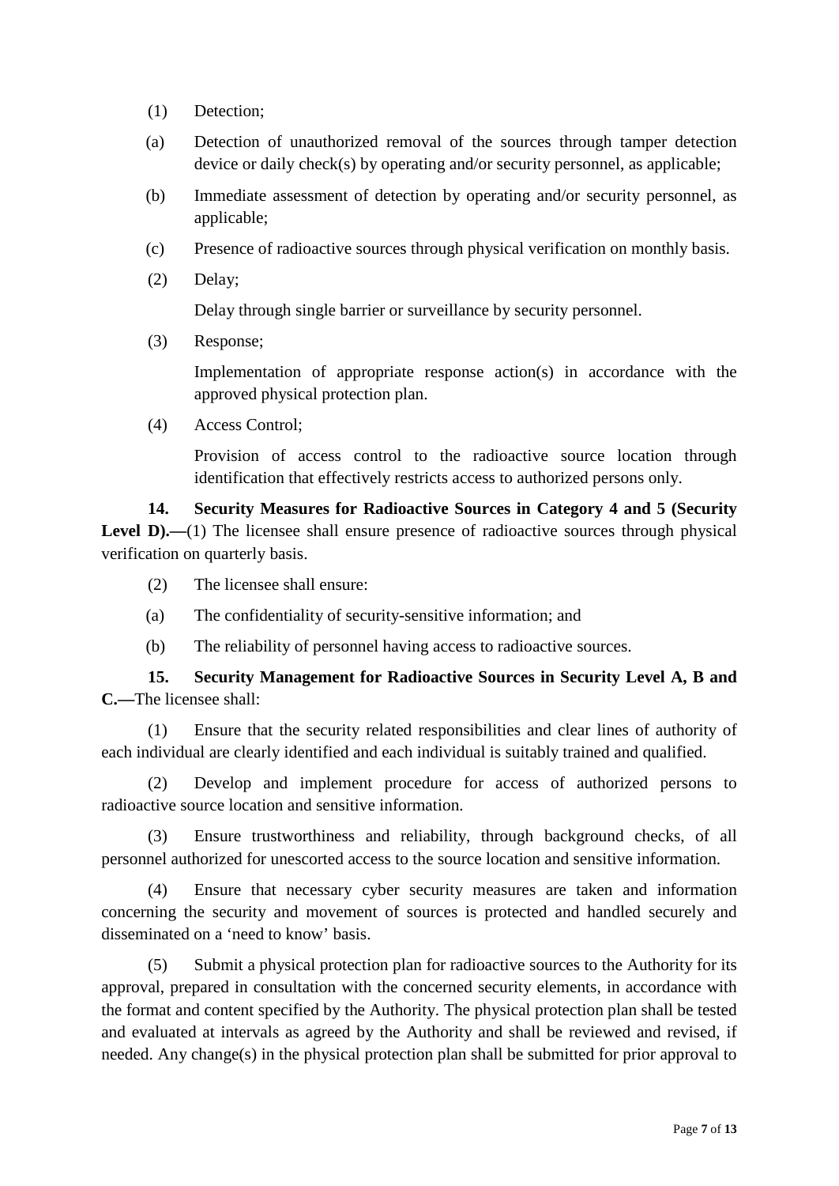(1) Detection;

(a) Detection of unauthorized removal of the sources through tamper detection device or daily check(s) by operating and/or security personnel, as applicable;

(b) Immediate assessment of detection by operating and/or security personnel, as applicable;

(c) Presence of radioactive sources through physical verification on monthly basis.

(2) Delay;

Delay through single barrier or surveillance by security personnel.

(3) Response;

Implementation of appropriate response action(s) in accordance with the approved physical protection plan.

(4) Access Control;

Provision of access control to the radioactive source location through identification that effectively restricts access to authorized persons only.

**14. Security Measures for Radioactive Sources in Category 4 and 5 (Security Level D).—**(1) The licensee shall ensure presence of radioactive sources through physical verification on quarterly basis.

(2) The licensee shall ensure:

(a) The confidentiality of security-sensitive information; and

(b) The reliability of personnel having access to radioactive sources.

**15. Security Management for Radioactive Sources in Security Level A, B and C.—**The licensee shall:

(1) Ensure that the security related responsibilities and clear lines of authority of each individual are clearly identified and each individual is suitably trained and qualified.

(2) Develop and implement procedure for access of authorized persons to radioactive source location and sensitive information.

(3) Ensure trustworthiness and reliability, through background checks, of all personnel authorized for unescorted access to the source location and sensitive information.

(4) Ensure that necessary cyber security measures are taken and information concerning the security and movement of sources is protected and handled securely and disseminated on a 'need to know' basis.

(5) Submit a physical protection plan for radioactive sources to the Authority for its approval, prepared in consultation with the concerned security elements, in accordance with the format and content specified by the Authority. The physical protection plan shall be tested and evaluated at intervals as agreed by the Authority and shall be reviewed and revised, if needed. Any change(s) in the physical protection plan shall be submitted for prior approval to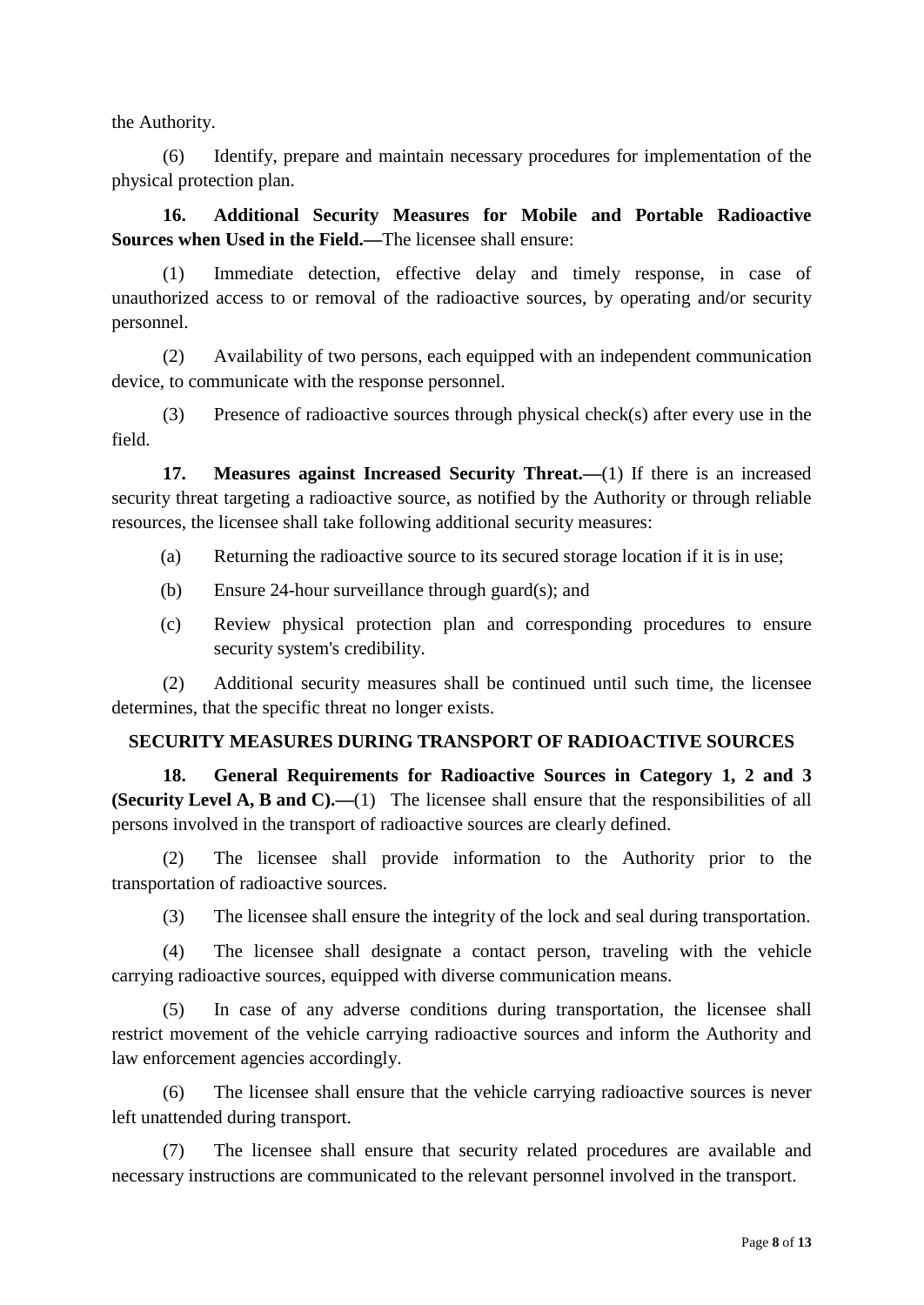the Authority.

(6) Identify, prepare and maintain necessary procedures for implementation of the physical protection plan.

**16. Additional Security Measures for Mobile and Portable Radioactive Sources when Used in the Field.—**The licensee shall ensure:

(1) Immediate detection, effective delay and timely response, in case of unauthorized access to or removal of the radioactive sources, by operating and/or security personnel.

(2) Availability of two persons, each equipped with an independent communication device, to communicate with the response personnel.

(3) Presence of radioactive sources through physical check(s) after every use in the field.

**17. Measures against Increased Security Threat.—**(1) If there is an increased security threat targeting a radioactive source, as notified by the Authority or through reliable resources, the licensee shall take following additional security measures:

(a) Returning the radioactive source to its secured storage location if it is in use;

(b) Ensure 24-hour surveillance through guard(s); and

(c) Review physical protection plan and corresponding procedures to ensure security system's credibility.

(2) Additional security measures shall be continued until such time, the licensee determines, that the specific threat no longer exists.

## SECURITY MEASURES DURING TRANSPORT OF RADIOACTIVE SOURCES

**18. General Requirements for Radioactive Sources in Category 1, 2 and 3 (Security Level A, B and C).—**(1) The licensee shall ensure that the responsibilities of all persons involved in the transport of radioactive sources are clearly defined.

(2) The licensee shall provide information to the Authority prior to the transportation of radioactive sources.

(3) The licensee shall ensure the integrity of the lock and seal during transportation.

(4) The licensee shall designate a contact person, traveling with the vehicle carrying radioactive sources, equipped with diverse communication means.

(5) In case of any adverse conditions during transportation, the licensee shall restrict movement of the vehicle carrying radioactive sources and inform the Authority and law enforcement agencies accordingly.

(6) The licensee shall ensure that the vehicle carrying radioactive sources is never left unattended during transport.

(7) The licensee shall ensure that security related procedures are available and necessary instructions are communicated to the relevant personnel involved in the transport.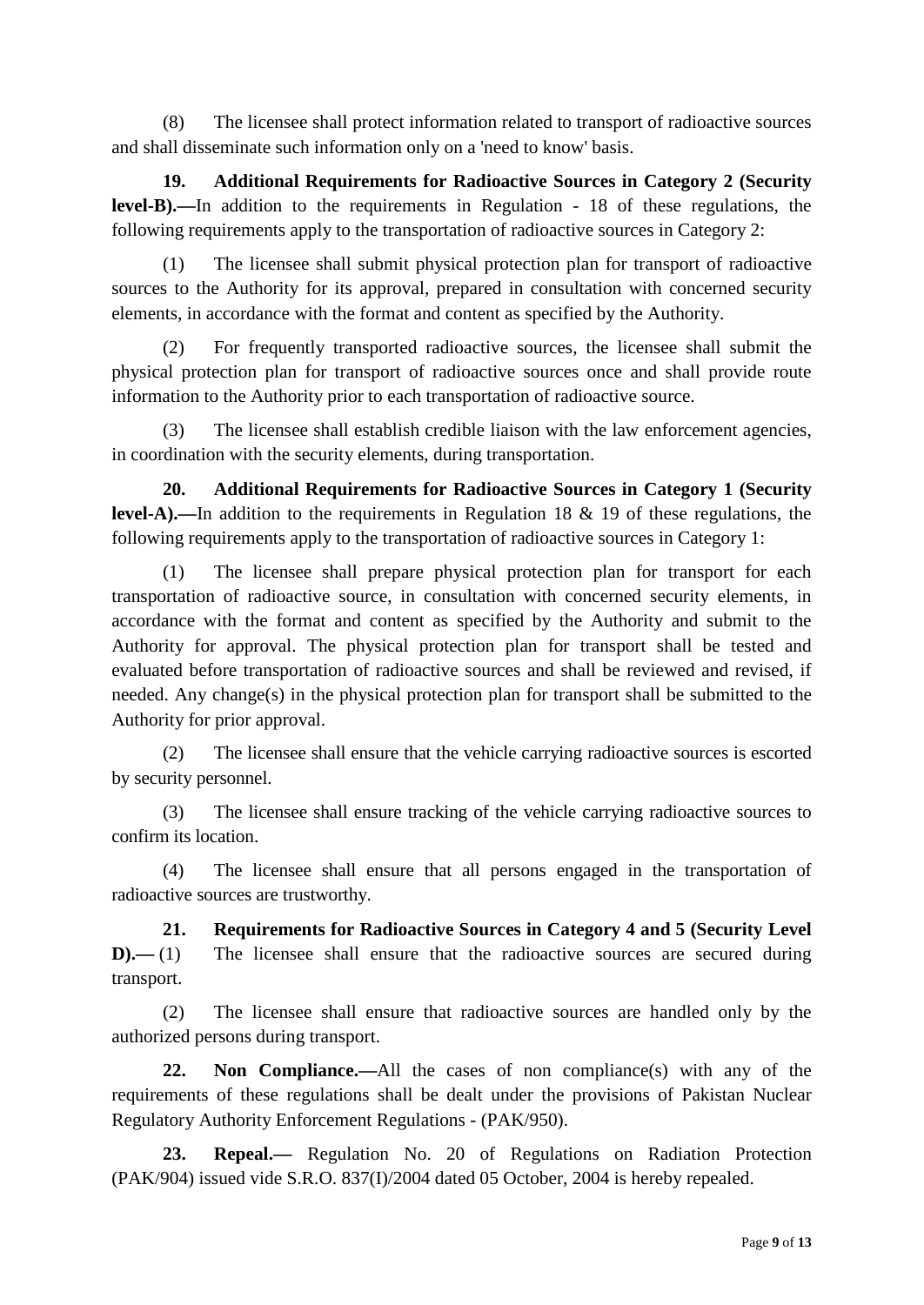(8) The licensee shall protect information related to transport of radioactive sources and shall disseminate such information only on a 'need to know' basis.

**19. Additional Requirements for Radioactive Sources in Category 2 (Security level-B).—**In addition to the requirements in Regulation - 18 of these regulations, the following requirements apply to the transportation of radioactive sources in Category 2:

(1) The licensee shall submit physical protection plan for transport of radioactive sources to the Authority for its approval, prepared in consultation with concerned security elements, in accordance with the format and content as specified by the Authority.

(2) For frequently transported radioactive sources, the licensee shall submit the physical protection plan for transport of radioactive sources once and shall provide route information to the Authority prior to each transportation of radioactive source.

(3) The licensee shall establish credible liaison with the law enforcement agencies, in coordination with the security elements, during transportation.

**20. Additional Requirements for Radioactive Sources in Category 1 (Security level-A).—**In addition to the requirements in Regulation 18 & 19 of these regulations, the following requirements apply to the transportation of radioactive sources in Category 1:

(1) The licensee shall prepare physical protection plan for transport for each transportation of radioactive source, in consultation with concerned security elements, in accordance with the format and content as specified by the Authority and submit to the Authority for approval. The physical protection plan for transport shall be tested and evaluated before transportation of radioactive sources and shall be reviewed and revised, if needed. Any change(s) in the physical protection plan for transport shall be submitted to the Authority for prior approval.

(2) The licensee shall ensure that the vehicle carrying radioactive sources is escorted by security personnel.

(3) The licensee shall ensure tracking of the vehicle carrying radioactive sources to confirm its location.

(4) The licensee shall ensure that all persons engaged in the transportation of radioactive sources are trustworthy.

**21. Requirements for Radioactive Sources in Category 4 and 5 (Security Level D).—** (1) The licensee shall ensure that the radioactive sources are secured during transport.

(2) The licensee shall ensure that radioactive sources are handled only by the authorized persons during transport.

**22. Non Compliance.—**All the cases of non compliance(s) with any of the requirements of these regulations shall be dealt under the provisions of Pakistan Nuclear Regulatory Authority Enforcement Regulations - (PAK/950).

**23. Repeal.—** Regulation No. 20 of Regulations on Radiation Protection (PAK/904) issued vide S.R.O. 837(I)/2004 dated 05 October, 2004 is hereby repealed.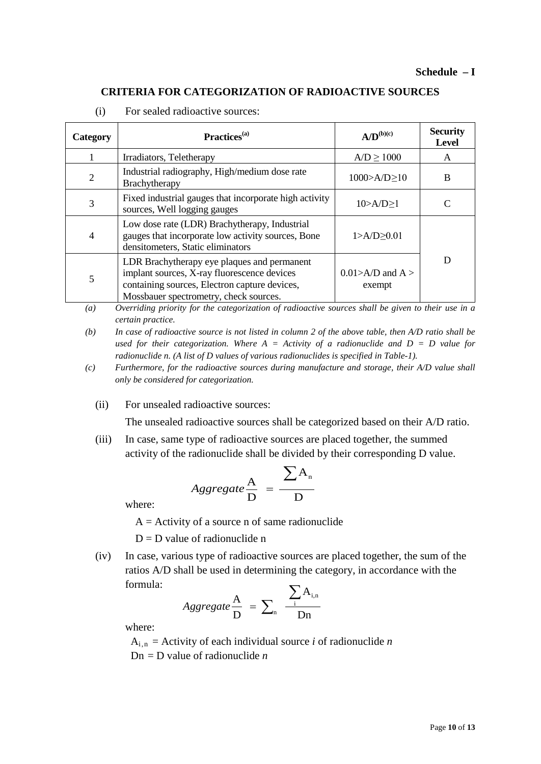**Schedule – I**

## CRITERIA FOR CATEGORIZATION OF RADIOACTIVE SOURCES

(i) For sealed radioactive sources:

| Category | Practices[a] | A/D[b][c] | Security Level |
|---|---|---|---|
| 1 | Irradiators, Teletherapy | A/D ≥ 1000 | A |
| 2 | Industrial radiography, High/medium dose rate Brachytherapy | 1000>A/D≥10 | B |
| 3 | Fixed industrial gauges that incorporate high activity sources, Well logging gauges | 10>A/D≥1 | C |
| 4 | Low dose rate (LDR) Brachytherapy, Industrial gauges that incorporate low activity sources, Bone densitometers, Static eliminators | 1>A/D≥0.01 | D |
| 5 | LDR Brachytherapy eye plaques and permanent implant sources, X-ray fluorescence devices containing sources, Electron capture devices, Mossbauer spectrometry, check sources. | 0.01>A/D and A > exempt | |

*(a) Overriding priority for the categorization of radioactive sources shall be given to their use in a certain practice.*

*(b) In case of radioactive source is not listed in column 2 of the above table, then A/D ratio shall be used for their categorization. Where A = Activity of a radionuclide and D = D value for radionuclide n. (A list of D values of various radionuclides is specified in Table-1).*

*(c) Furthermore, for the radioactive sources during manufacture and storage, their A/D value shall only be considered for categorization.*

(ii) For unsealed radioactive sources:

The unsealed radioactive sources shall be categorized based on their A/D ratio.

(iii) In case, same type of radioactive sources are placed together, the summed activity of the radionuclide shall be divided by their corresponding D value.

$$Aggregate\frac{\mathrm{A}}{\mathrm{D}} = \frac{\sum \mathrm{A_n}}{\mathrm{D}}$$

where:

A = Activity of a source n of same radionuclide

D = D value of radionuclide n

(iv) In case, various type of radioactive sources are placed together, the sum of the ratios A/D shall be used in determining the category, in accordance with the formula:

$$Aggregate\frac{\mathrm{A}}{\mathrm{D}} = \sum_{n} \frac{\sum_{i} \mathrm{A_{i,n}}}{\mathrm{Dn}}$$

where:

$A_{i,n}$ = Activity of each individual source *i* of radionuclide *n*

Dn = D value of radionuclide *n*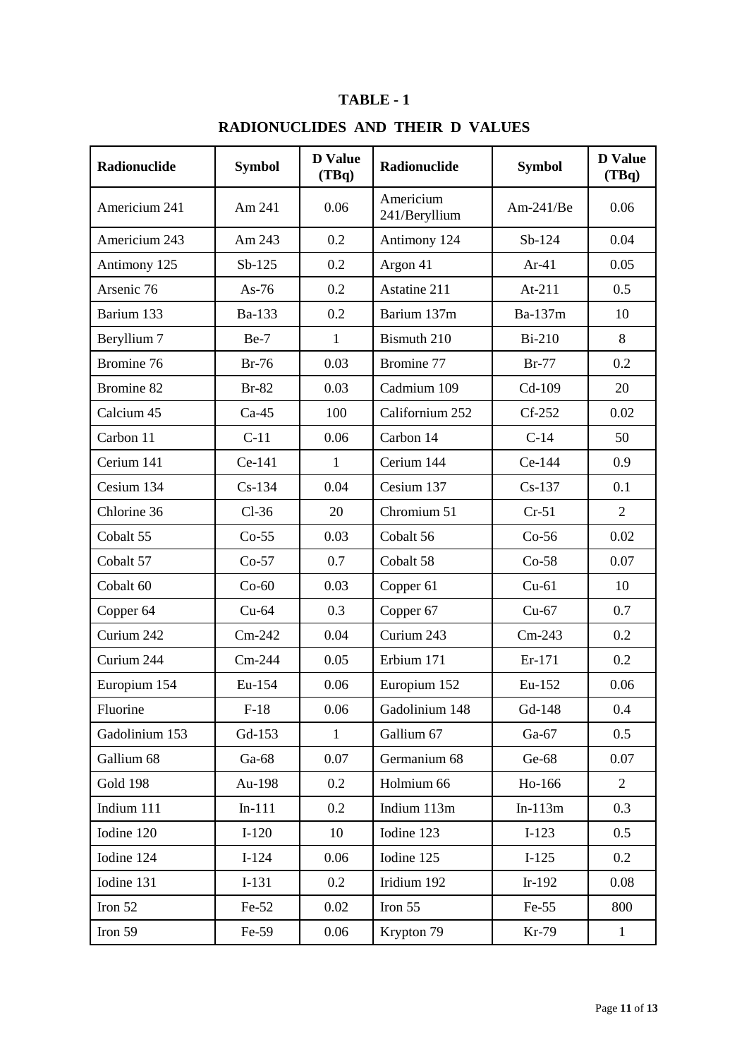# TABLE - 1

## RADIONUCLIDES AND THEIR D VALUES

| Radionuclide | Symbol | D Value (TBq) | Radionuclide | Symbol | D Value (TBq) |
|---|---|---|---|---|---|
| Americium 241 | Am 241 | 0.06 | Americium 241/Beryllium | Am-241/Be | 0.06 |
| Americium 243 | Am 243 | 0.2 | Antimony 124 | Sb-124 | 0.04 |
| Antimony 125 | Sb-125 | 0.2 | Argon 41 | Ar-41 | 0.05 |
| Arsenic 76 | As-76 | 0.2 | Astatine 211 | At-211 | 0.5 |
| Barium 133 | Ba-133 | 0.2 | Barium 137m | Ba-137m | 10 |
| Beryllium 7 | Be-7 | 1 | Bismuth 210 | Bi-210 | 8 |
| Bromine 76 | Br-76 | 0.03 | Bromine 77 | Br-77 | 0.2 |
| Bromine 82 | Br-82 | 0.03 | Cadmium 109 | Cd-109 | 20 |
| Calcium 45 | Ca-45 | 100 | Californium 252 | Cf-252 | 0.02 |
| Carbon 11 | C-11 | 0.06 | Carbon 14 | C-14 | 50 |
| Cerium 141 | Ce-141 | 1 | Cerium 144 | Ce-144 | 0.9 |
| Cesium 134 | Cs-134 | 0.04 | Cesium 137 | Cs-137 | 0.1 |
| Chlorine 36 | Cl-36 | 20 | Chromium 51 | Cr-51 | 2 |
| Cobalt 55 | Co-55 | 0.03 | Cobalt 56 | Co-56 | 0.02 |
| Cobalt 57 | Co-57 | 0.7 | Cobalt 58 | Co-58 | 0.07 |
| Cobalt 60 | Co-60 | 0.03 | Copper 61 | Cu-61 | 10 |
| Copper 64 | Cu-64 | 0.3 | Copper 67 | Cu-67 | 0.7 |
| Curium 242 | Cm-242 | 0.04 | Curium 243 | Cm-243 | 0.2 |
| Curium 244 | Cm-244 | 0.05 | Erbium 171 | Er-171 | 0.2 |
| Europium 154 | Eu-154 | 0.06 | Europium 152 | Eu-152 | 0.06 |
| Fluorine | F-18 | 0.06 | Gadolinium 148 | Gd-148 | 0.4 |
| Gadolinium 153 | Gd-153 | 1 | Gallium 67 | Ga-67 | 0.5 |
| Gallium 68 | Ga-68 | 0.07 | Germanium 68 | Ge-68 | 0.07 |
| Gold 198 | Au-198 | 0.2 | Holmium 66 | Ho-166 | 2 |
| Indium 111 | In-111 | 0.2 | Indium 113m | In-113m | 0.3 |
| Iodine 120 | I-120 | 10 | Iodine 123 | I-123 | 0.5 |
| Iodine 124 | I-124 | 0.06 | Iodine 125 | I-125 | 0.2 |
| Iodine 131 | I-131 | 0.2 | Iridium 192 | Ir-192 | 0.08 |
| Iron 52 | Fe-52 | 0.02 | Iron 55 | Fe-55 | 800 |
| Iron 59 | Fe-59 | 0.06 | Krypton 79 | Kr-79 | 1 |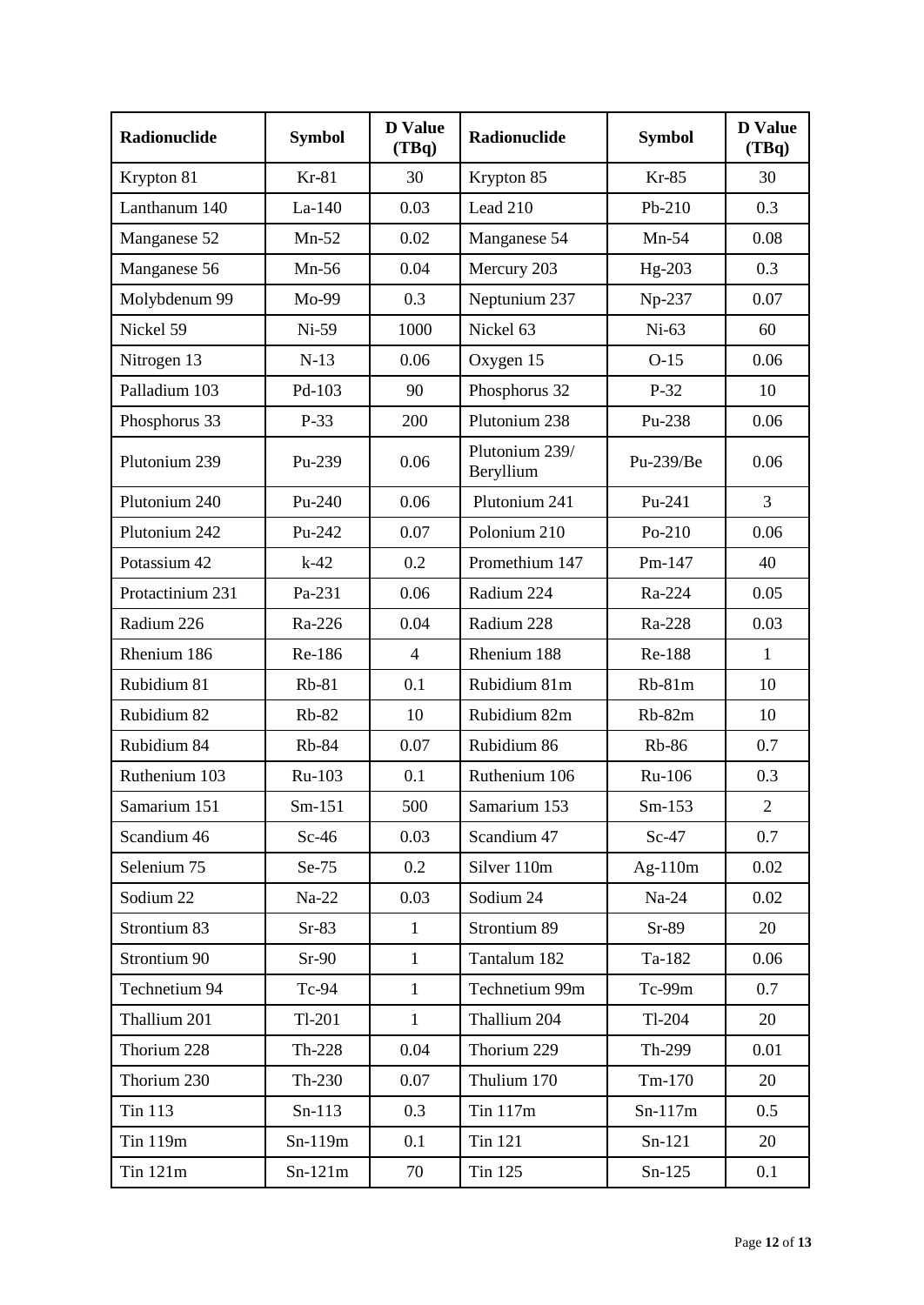| Radionuclide | Symbol | D Value (TBq) | Radionuclide | Symbol | D Value (TBq) |
|---|---|---|---|---|---|
| Krypton 81 | Kr-81 | 30 | Krypton 85 | Kr-85 | 30 |
| Lanthanum 140 | La-140 | 0.03 | Lead 210 | Pb-210 | 0.3 |
| Manganese 52 | Mn-52 | 0.02 | Manganese 54 | Mn-54 | 0.08 |
| Manganese 56 | Mn-56 | 0.04 | Mercury 203 | Hg-203 | 0.3 |
| Molybdenum 99 | Mo-99 | 0.3 | Neptunium 237 | Np-237 | 0.07 |
| Nickel 59 | Ni-59 | 1000 | Nickel 63 | Ni-63 | 60 |
| Nitrogen 13 | N-13 | 0.06 | Oxygen 15 | O-15 | 0.06 |
| Palladium 103 | Pd-103 | 90 | Phosphorus 32 | P-32 | 10 |
| Phosphorus 33 | P-33 | 200 | Plutonium 238 | Pu-238 | 0.06 |
| Plutonium 239 | Pu-239 | 0.06 | Plutonium 239/ Beryllium | Pu-239/Be | 0.06 |
| Plutonium 240 | Pu-240 | 0.06 | Plutonium 241 | Pu-241 | 3 |
| Plutonium 242 | Pu-242 | 0.07 | Polonium 210 | Po-210 | 0.06 |
| Potassium 42 | k-42 | 0.2 | Promethium 147 | Pm-147 | 40 |
| Protactinium 231 | Pa-231 | 0.06 | Radium 224 | Ra-224 | 0.05 |
| Radium 226 | Ra-226 | 0.04 | Radium 228 | Ra-228 | 0.03 |
| Rhenium 186 | Re-186 | 4 | Rhenium 188 | Re-188 | 1 |
| Rubidium 81 | Rb-81 | 0.1 | Rubidium 81m | Rb-81m | 10 |
| Rubidium 82 | Rb-82 | 10 | Rubidium 82m | Rb-82m | 10 |
| Rubidium 84 | Rb-84 | 0.07 | Rubidium 86 | Rb-86 | 0.7 |
| Ruthenium 103 | Ru-103 | 0.1 | Ruthenium 106 | Ru-106 | 0.3 |
| Samarium 151 | Sm-151 | 500 | Samarium 153 | Sm-153 | 2 |
| Scandium 46 | Sc-46 | 0.03 | Scandium 47 | Sc-47 | 0.7 |
| Selenium 75 | Se-75 | 0.2 | Silver 110m | Ag-110m | 0.02 |
| Sodium 22 | Na-22 | 0.03 | Sodium 24 | Na-24 | 0.02 |
| Strontium 83 | Sr-83 | 1 | Strontium 89 | Sr-89 | 20 |
| Strontium 90 | Sr-90 | 1 | Tantalum 182 | Ta-182 | 0.06 |
| Technetium 94 | Tc-94 | 1 | Technetium 99m | Tc-99m | 0.7 |
| Thallium 201 | Tl-201 | 1 | Thallium 204 | Tl-204 | 20 |
| Thorium 228 | Th-228 | 0.04 | Thorium 229 | Th-299 | 0.01 |
| Thorium 230 | Th-230 | 0.07 | Thulium 170 | Tm-170 | 20 |
| Tin 113 | Sn-113 | 0.3 | Tin 117m | Sn-117m | 0.5 |
| Tin 119m | Sn-119m | 0.1 | Tin 121 | Sn-121 | 20 |
| Tin 121m | Sn-121m | 70 | Tin 125 | Sn-125 | 0.1 |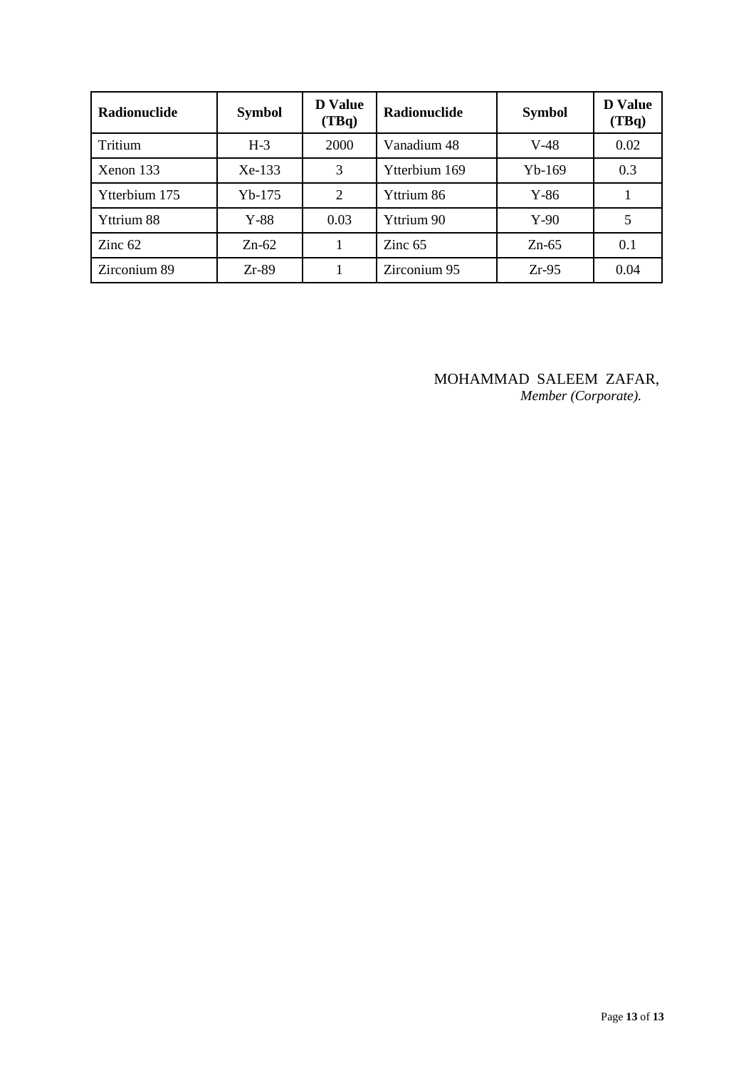| Radionuclide | Symbol | D Value (TBq) | Radionuclide | Symbol | D Value (TBq) |
|---|---|---|---|---|---|
| Tritium | H-3 | 2000 | Vanadium 48 | V-48 | 0.02 |
| Xenon 133 | Xe-133 | 3 | Ytterbium 169 | Yb-169 | 0.3 |
| Ytterbium 175 | Yb-175 | 2 | Yttrium 86 | Y-86 | 1 |
| Yttrium 88 | Y-88 | 0.03 | Yttrium 90 | Y-90 | 5 |
| Zinc 62 | Zn-62 | 1 | Zinc 65 | Zn-65 | 0.1 |
| Zirconium 89 | Zr-89 | 1 | Zirconium 95 | Zr-95 | 0.04 |

MOHAMMAD SALEEM ZAFAR,
*Member (Corporate).*